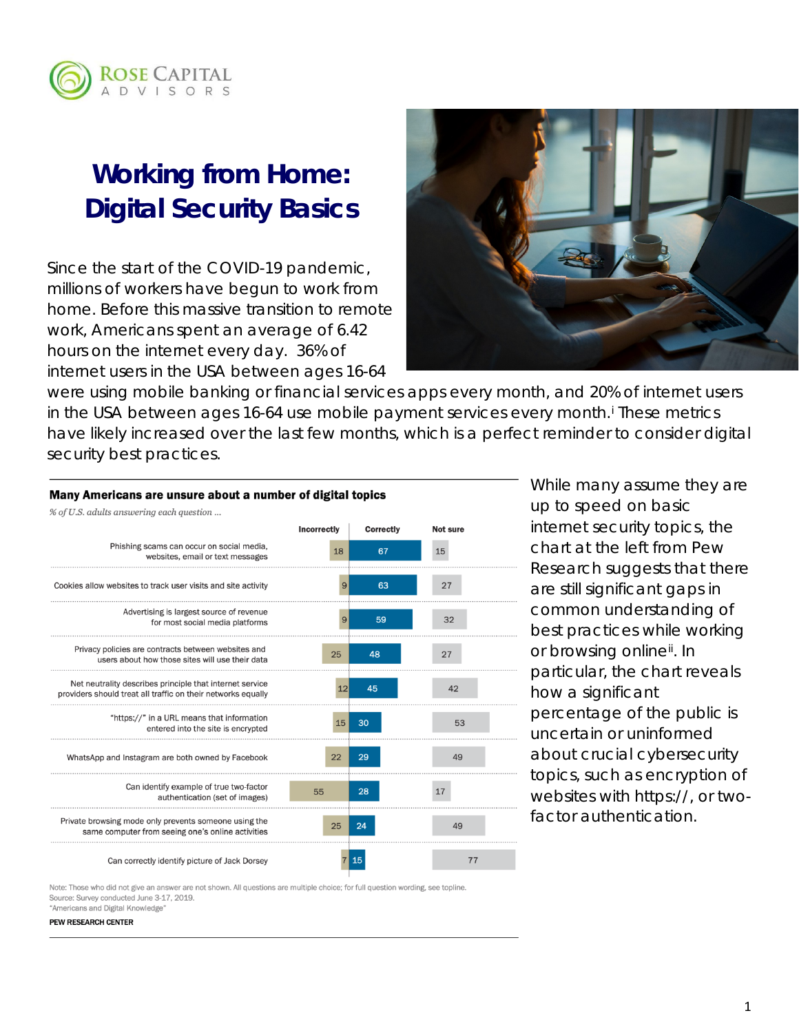ROSE CAPITAL ADVISORS

# Working from Home: Digital Security Basics

Since the start of the COVID-19 pandemic, millions of workers have begun to work from home. Before this massive transition to remote work, Americans spent an average of 6.42 hours on the internet every day. 36% of internet users in the USA between ages 16-64 were using mobile banking or financial services apps every month, and 20% of internet users in the USA between ages 16-64 use mobile payment services every month.[i] These metrics have likely increased over the last few months, which is a perfect reminder to consider digital security best practices.

**Many Americans are unsure about a number of digital topics**

*% of U.S. adults answering each question ...*

| | Incorrectly | Correctly | Not sure |
|---|---|---|---|
| Phishing scams can occur on social media, websites, email or text messages | 18 | 67 | 15 |
| Cookies allow websites to track user visits and site activity | 9 | 63 | 27 |
| Advertising is largest source of revenue for most social media platforms | 9 | 59 | 32 |
| Privacy policies are contracts between websites and users about how those sites will use their data | 25 | 48 | 27 |
| Net neutrality describes principle that internet service providers should treat all traffic on their networks equally | 12 | 45 | 42 |
| "https://" in a URL means that information entered into the site is encrypted | 15 | 30 | 53 |
| WhatsApp and Instagram are both owned by Facebook | 22 | 29 | 49 |
| Can identify example of true two-factor authentication (set of images) | 55 | 28 | 17 |
| Private browsing mode only prevents someone using the same computer from seeing one's online activities | 25 | 24 | 49 |
| Can correctly identify picture of Jack Dorsey | 7 | 15 | 77 |

Note: Those who did not give an answer are not shown. All questions are multiple choice; for full question wording, see topline.
Source: Survey conducted June 3-17, 2019.
"Americans and Digital Knowledge"

PEW RESEARCH CENTER

While many assume they are up to speed on basic internet security topics, the chart at the left from Pew Research suggests that there are still significant gaps in common understanding of best practices while working or browsing online[ii]. In particular, the chart reveals how a significant percentage of the public is uncertain or uninformed about crucial cybersecurity topics, such as encryption of websites with https://, or two-factor authentication.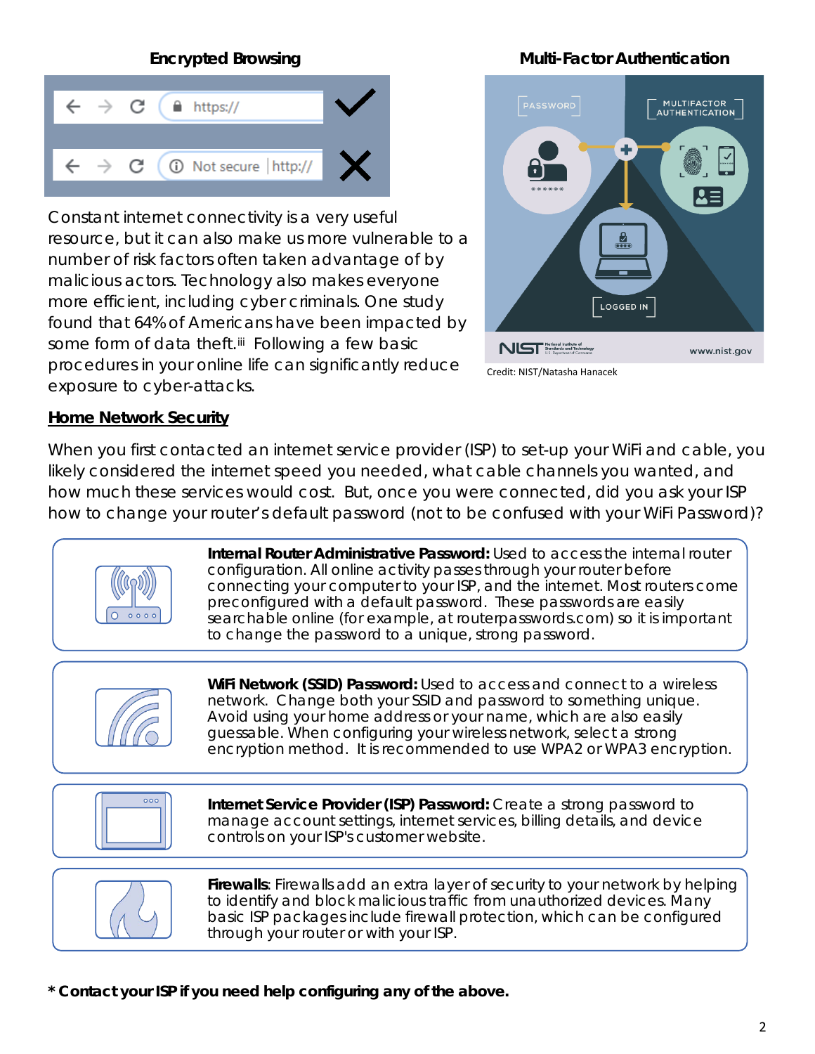**Encrypted Browsing**

**Multi-Factor Authentication**

Credit: NIST/Natasha Hanacek

Constant internet connectivity is a very useful resource, but it can also make us more vulnerable to a number of risk factors often taken advantage of by malicious actors. Technology also makes everyone more efficient, including cyber criminals. One study found that 64% of Americans have been impacted by some form of data theft.[iii] Following a few basic procedures in your online life can significantly reduce exposure to cyber-attacks.

## Home Network Security

When you first contacted an internet service provider (ISP) to set-up your WiFi and cable, you likely considered the internet speed you needed, what cable channels you wanted, and how much these services would cost. But, once you were connected, did you ask your ISP how to change your router's default password (not to be confused with your WiFi Password)?

**Internal Router Administrative Password:** Used to access the internal router configuration. All online activity passes through your router before connecting your computer to your ISP, and the internet. Most routers come preconfigured with a default password. These passwords are easily searchable online (for example, at routerpasswords.com) so it is important to change the password to a unique, strong password.

**WiFi Network (SSID) Password:** Used to access and connect to a wireless network. Change both your SSID and password to something unique. Avoid using your home address or your name, which are also easily guessable. When configuring your wireless network, select a strong encryption method. It is recommended to use WPA2 or WPA3 encryption.

**Internet Service Provider (ISP) Password:** Create a strong password to manage account settings, internet services, billing details, and device controls on your ISP's customer website.

**Firewalls**: Firewalls add an extra layer of security to your network by helping to identify and block malicious traffic from unauthorized devices. Many basic ISP packages include firewall protection, which can be configured through your router or with your ISP.

**\* Contact your ISP if you need help configuring any of the above.**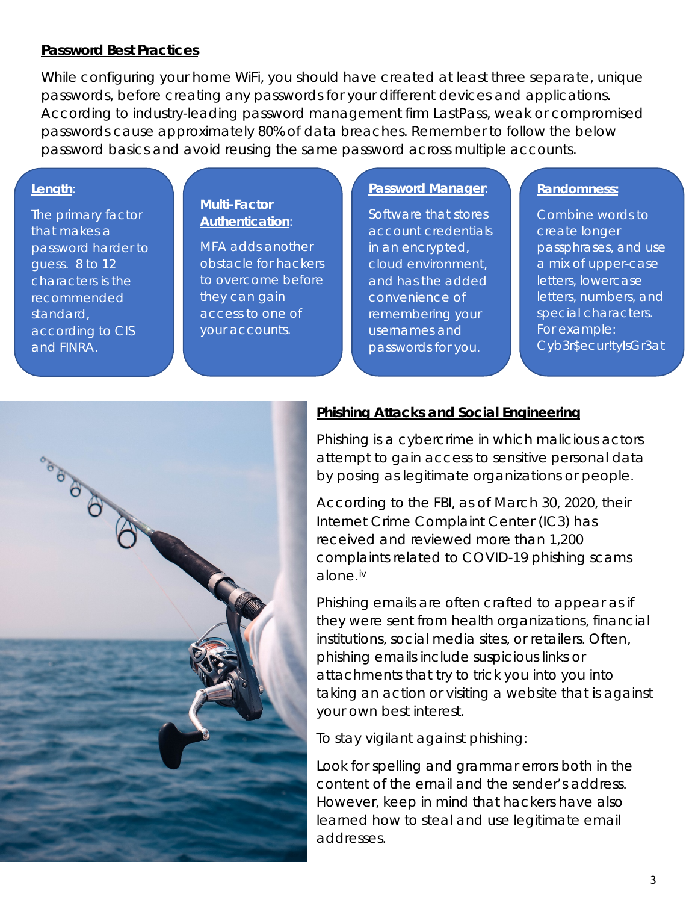## Password Best Practices

While configuring your home WiFi, you should have created at least three separate, unique passwords, before creating any passwords for your different devices and applications. According to industry-leading password management firm LastPass, weak or compromised passwords cause approximately 80% of data breaches. Remember to follow the below password basics and avoid reusing the same password across multiple accounts.

**Length**: The primary factor that makes a password harder to guess. 8 to 12 characters is the recommended standard, according to CIS and FINRA.

**Multi-Factor Authentication**: MFA adds another obstacle for hackers to overcome before they can gain access to one of your accounts.

**Password Manager**: Software that stores account credentials in an encrypted, cloud environment, and has the added convenience of remembering your usernames and passwords for you.

**Randomness:** Combine words to create longer passphrases, and use a mix of upper-case letters, lowercase letters, numbers, and special characters. For example: Cyb3r$ecur!tyIsGr3at

## Phishing Attacks and Social Engineering

Phishing is a cybercrime in which malicious actors attempt to gain access to sensitive personal data by posing as legitimate organizations or people.

According to the FBI, as of March 30, 2020, their Internet Crime Complaint Center (IC3) has received and reviewed more than 1,200 complaints related to COVID-19 phishing scams alone.[iv]

Phishing emails are often crafted to appear as if they were sent from health organizations, financial institutions, social media sites, or retailers. Often, phishing emails include suspicious links or attachments that try to trick you into you into taking an action or visiting a website that is against your own best interest.

To stay vigilant against phishing:

Look for spelling and grammar errors both in the content of the email and the sender's address. However, keep in mind that hackers have also learned how to steal and use legitimate email addresses.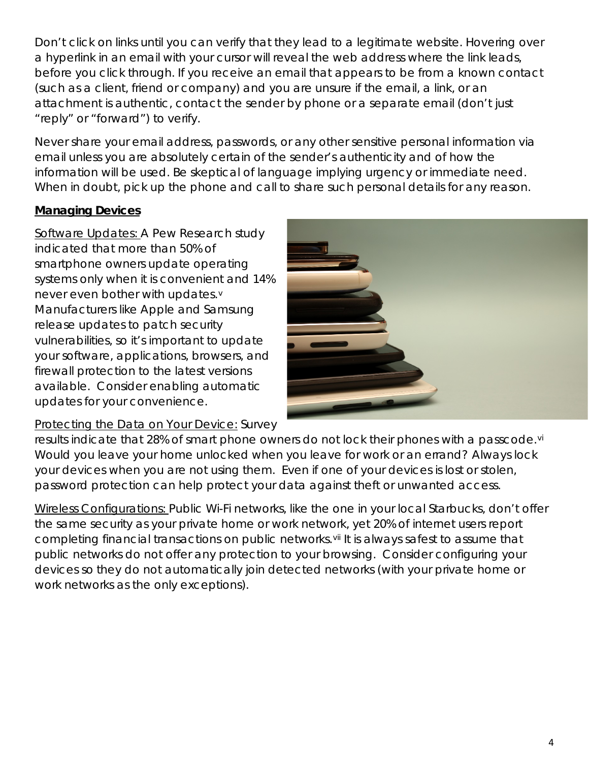Don't click on links until you can verify that they lead to a legitimate website. Hovering over a hyperlink in an email with your cursor will reveal the web address where the link leads, before you click through. If you receive an email that appears to be from a known contact (such as a client, friend or company) and you are unsure if the email, a link, or an attachment is authentic, contact the sender by phone or a separate email (don't just "reply" or "forward") to verify.

Never share your email address, passwords, or any other sensitive personal information via email unless you are absolutely certain of the sender's authenticity and of how the information will be used. Be skeptical of language implying urgency or immediate need. When in doubt, pick up the phone and call to share such personal details for any reason.

**Managing Devices**

Software Updates: A Pew Research study indicated that more than 50% of smartphone owners update operating systems only when it is convenient and 14% never even bother with updates.[v] Manufacturers like Apple and Samsung release updates to patch security vulnerabilities, so it's important to update your software, applications, browsers, and firewall protection to the latest versions available. Consider enabling automatic updates for your convenience.

Protecting the Data on Your Device: Survey results indicate that 28% of smart phone owners do not lock their phones with a passcode.[vi] Would you leave your home unlocked when you leave for work or an errand? Always lock your devices when you are not using them. Even if one of your devices is lost or stolen, password protection can help protect your data against theft or unwanted access.

Wireless Configurations: Public Wi-Fi networks, like the one in your local Starbucks, don't offer the same security as your private home or work network, yet 20% of internet users report completing financial transactions on public networks.[vii] It is always safest to assume that public networks do not offer any protection to your browsing. Consider configuring your devices so they do not automatically join detected networks (with your private home or work networks as the only exceptions).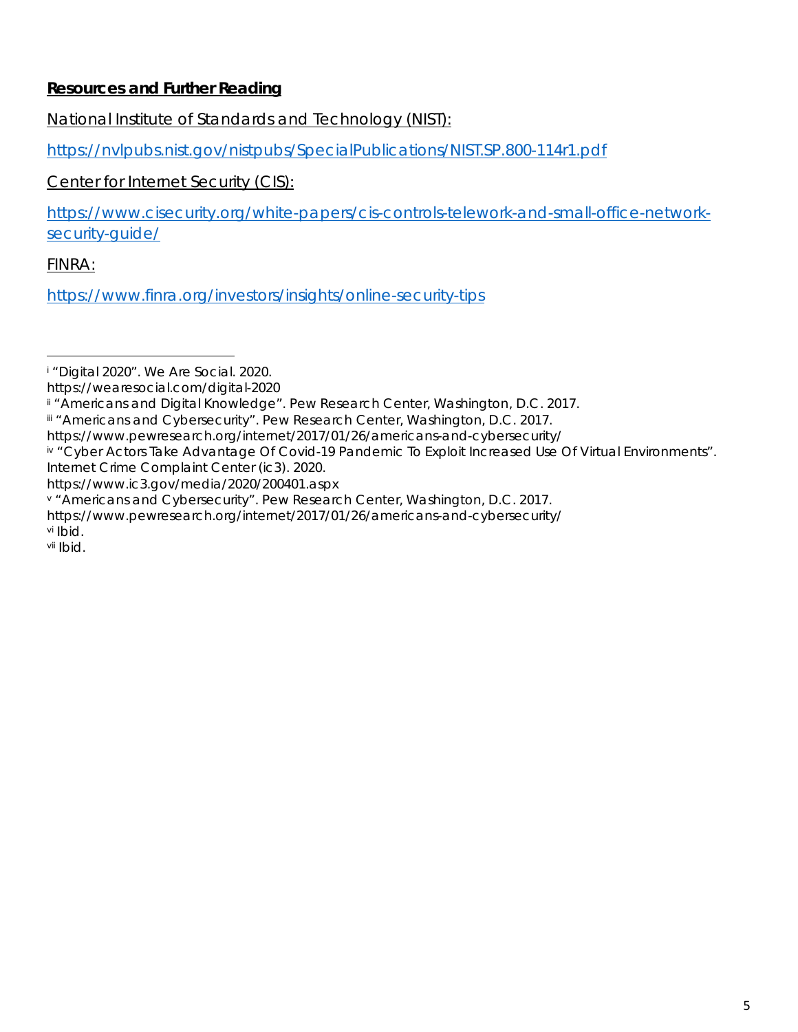**Resources and Further Reading**

National Institute of Standards and Technology (NIST):

https://nvlpubs.nist.gov/nistpubs/SpecialPublications/NIST.SP.800-114r1.pdf

Center for Internet Security (CIS):

https://www.cisecurity.org/white-papers/cis-controls-telework-and-small-office-network-security-guide/

FINRA:

https://www.finra.org/investors/insights/online-security-tips

---

[i] "Digital 2020". We Are Social. 2020.
https://wearesocial.com/digital-2020

[ii] "Americans and Digital Knowledge". Pew Research Center, Washington, D.C. 2017.

[iii] "Americans and Cybersecurity". Pew Research Center, Washington, D.C. 2017.
https://www.pewresearch.org/internet/2017/01/26/americans-and-cybersecurity/

[iv] "Cyber Actors Take Advantage Of Covid-19 Pandemic To Exploit Increased Use Of Virtual Environments". Internet Crime Complaint Center (ic3). 2020.
https://www.ic3.gov/media/2020/200401.aspx

[v] "Americans and Cybersecurity". Pew Research Center, Washington, D.C. 2017.
https://www.pewresearch.org/internet/2017/01/26/americans-and-cybersecurity/

[vi] Ibid.

[vii] Ibid.